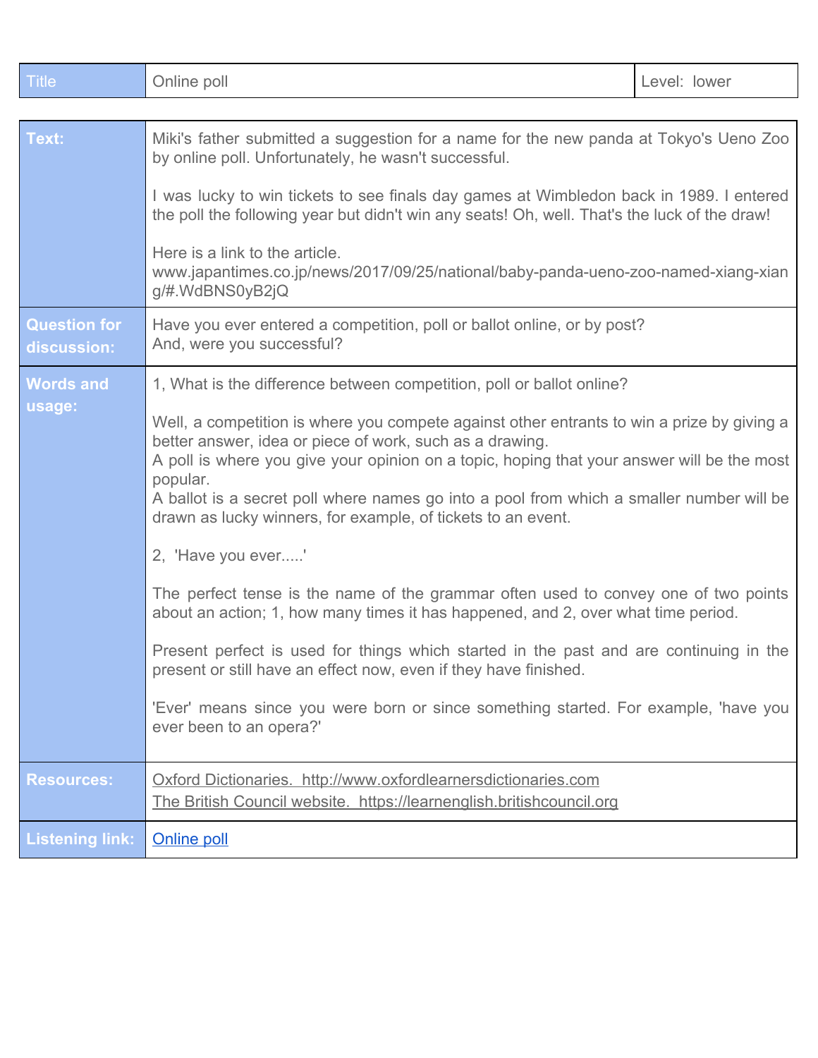| Title | Online poll | Level: lower |
|---|---|---|

| | |
|---|---|
| **Text:** | Miki's father submitted a suggestion for a name for the new panda at Tokyo's Ueno Zoo by online poll. Unfortunately, he wasn't successful.<br><br>I was lucky to win tickets to see finals day games at Wimbledon back in 1989. I entered the poll the following year but didn't win any seats! Oh, well. That's the luck of the draw!<br><br>Here is a link to the article.<br>www.japantimes.co.jp/news/2017/09/25/national/baby-panda-ueno-zoo-named-xiang-xiang/#.WdBNS0yB2jQ |
| **Question for discussion:** | Have you ever entered a competition, poll or ballot online, or by post?<br>And, were you successful? |
| **Words and usage:** | 1, What is the difference between competition, poll or ballot online?<br><br>Well, a competition is where you compete against other entrants to win a prize by giving a better answer, idea or piece of work, such as a drawing.<br>A poll is where you give your opinion on a topic, hoping that your answer will be the most popular.<br>A ballot is a secret poll where names go into a pool from which a smaller number will be drawn as lucky winners, for example, of tickets to an event.<br><br>2, 'Have you ever.....'<br><br>The perfect tense is the name of the grammar often used to convey one of two points about an action; 1, how many times it has happened, and 2, over what time period.<br><br>Present perfect is used for things which started in the past and are continuing in the present or still have an effect now, even if they have finished.<br><br>'Ever' means since you were born or since something started. For example, 'have you ever been to an opera?' |
| **Resources:** | Oxford Dictionaries. http://www.oxfordlearnersdictionaries.com<br>The British Council website. https://learnenglish.britishcouncil.org |
| **Listening link:** | Online poll |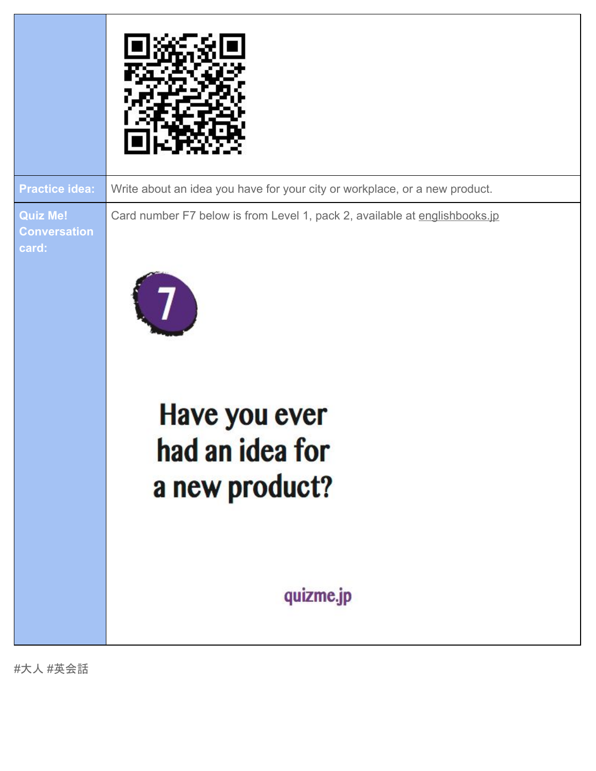| | |
|---|---|
| | |
| **Practice idea:** | Write about an idea you have for your city or workplace, or a new product. |
| **Quiz Me! Conversation card:** | Card number F7 below is from Level 1, pack 2, available at englishbooks.jp<br><br>7<br><br>Have you ever had an idea for a new product?<br><br>quizme.jp |

#大人 #英会話